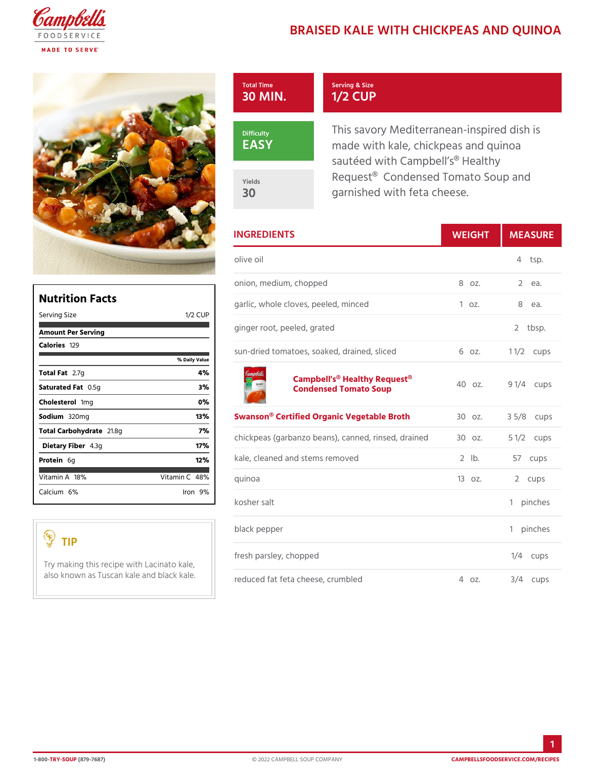# BRAISED KALE WITH CHICKPEAS AND QUINOA

| Total Time | Serving & Size |
| --- | --- |
| 30 MIN. | 1/2 CUP |

| Difficulty | Yields |
| --- | --- |
| EASY | 30 |

This savory Mediterranean-inspired dish is made with kale, chickpeas and quinoa sautéed with Campbell's® Healthy Request® Condensed Tomato Soup and garnished with feta cheese.

## Nutrition Facts

| Nutrition Facts | |
| --- | --- |
| Serving Size | 1/2 CUP |
| **Amount Per Serving** | |
| **Calories** 129 | |
| | % Daily Value |
| **Total Fat** 2.7g | 4% |
| **Saturated Fat** 0.5g | 3% |
| **Cholesterol** 1mg | 0% |
| **Sodium** 320mg | 13% |
| **Total Carbohydrate** 21.8g | 7% |
| **Dietary Fiber** 4.3g | 17% |
| **Protein** 6g | 12% |
| Vitamin A 18% | Vitamin C 48% |
| Calcium 6% | Iron 9% |

## TIP

Try making this recipe with Lacinato kale, also known as Tuscan kale and black kale.

## INGREDIENTS

| INGREDIENTS | WEIGHT | MEASURE |
| --- | --- | --- |
| olive oil | | 4 tsp. |
| onion, medium, chopped | 8 oz. | 2 ea. |
| garlic, whole cloves, peeled, minced | 1 oz. | 8 ea. |
| ginger root, peeled, grated | | 2 tbsp. |
| sun-dried tomatoes, soaked, drained, sliced | 6 oz. | 1 1/2 cups |
| **Campbell's® Healthy Request® Condensed Tomato Soup** | 40 oz. | 9 1/4 cups |
| **Swanson® Certified Organic Vegetable Broth** | 30 oz. | 3 5/8 cups |
| chickpeas (garbanzo beans), canned, rinsed, drained | 30 oz. | 5 1/2 cups |
| kale, cleaned and stems removed | 2 lb. | 57 cups |
| quinoa | 13 oz. | 2 cups |
| kosher salt | | 1 pinches |
| black pepper | | 1 pinches |
| fresh parsley, chopped | | 1/4 cups |
| reduced fat feta cheese, crumbled | 4 oz. | 3/4 cups |

1-800-TRY-SOUP (879-7687) © 2022 CAMPBELL SOUP COMPANY CAMPBELLSFOODSERVICE.COM/RECIPES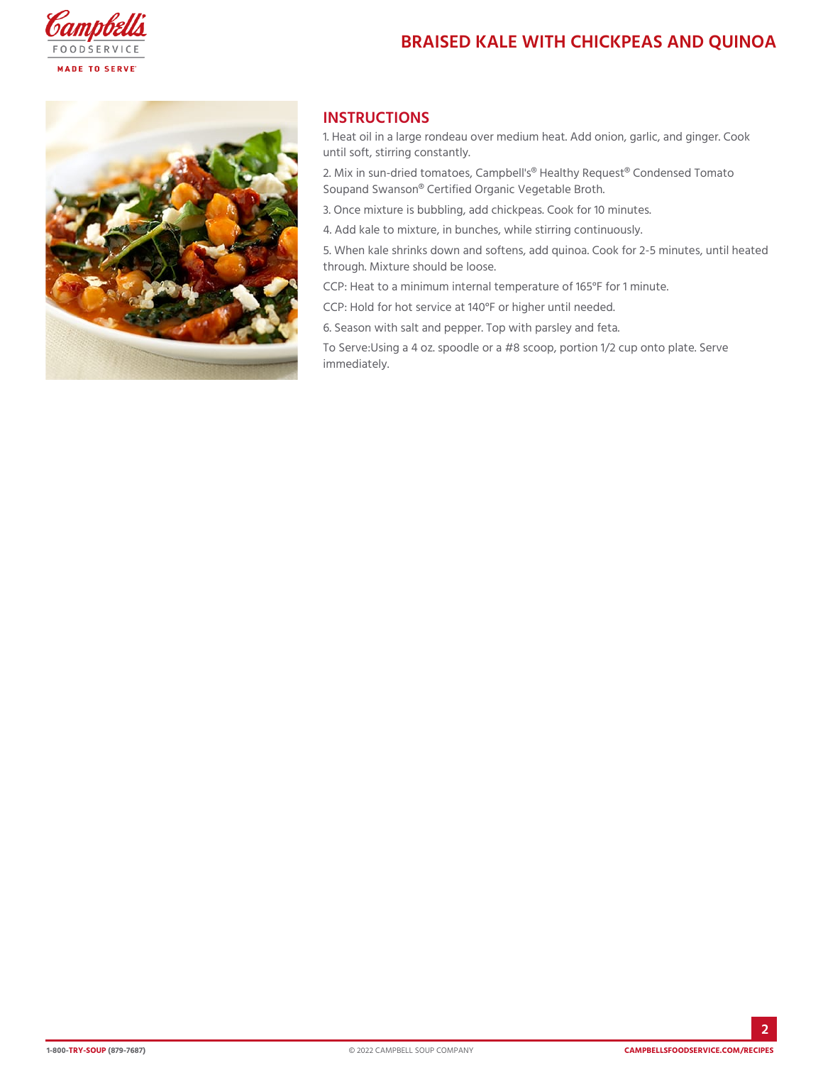## INSTRUCTIONS

1. Heat oil in a large rondeau over medium heat. Add onion, garlic, and ginger. Cook until soft, stirring constantly.

2. Mix in sun-dried tomatoes, Campbell's® Healthy Request® Condensed Tomato Soupand Swanson® Certified Organic Vegetable Broth.

3. Once mixture is bubbling, add chickpeas. Cook for 10 minutes.

4. Add kale to mixture, in bunches, while stirring continuously.

5. When kale shrinks down and softens, add quinoa. Cook for 2-5 minutes, until heated through. Mixture should be loose.

CCP: Heat to a minimum internal temperature of 165°F for 1 minute.

CCP: Hold for hot service at 140°F or higher until needed.

6. Season with salt and pepper. Top with parsley and feta.

To Serve:Using a 4 oz. spoodle or a #8 scoop, portion 1/2 cup onto plate. Serve immediately.